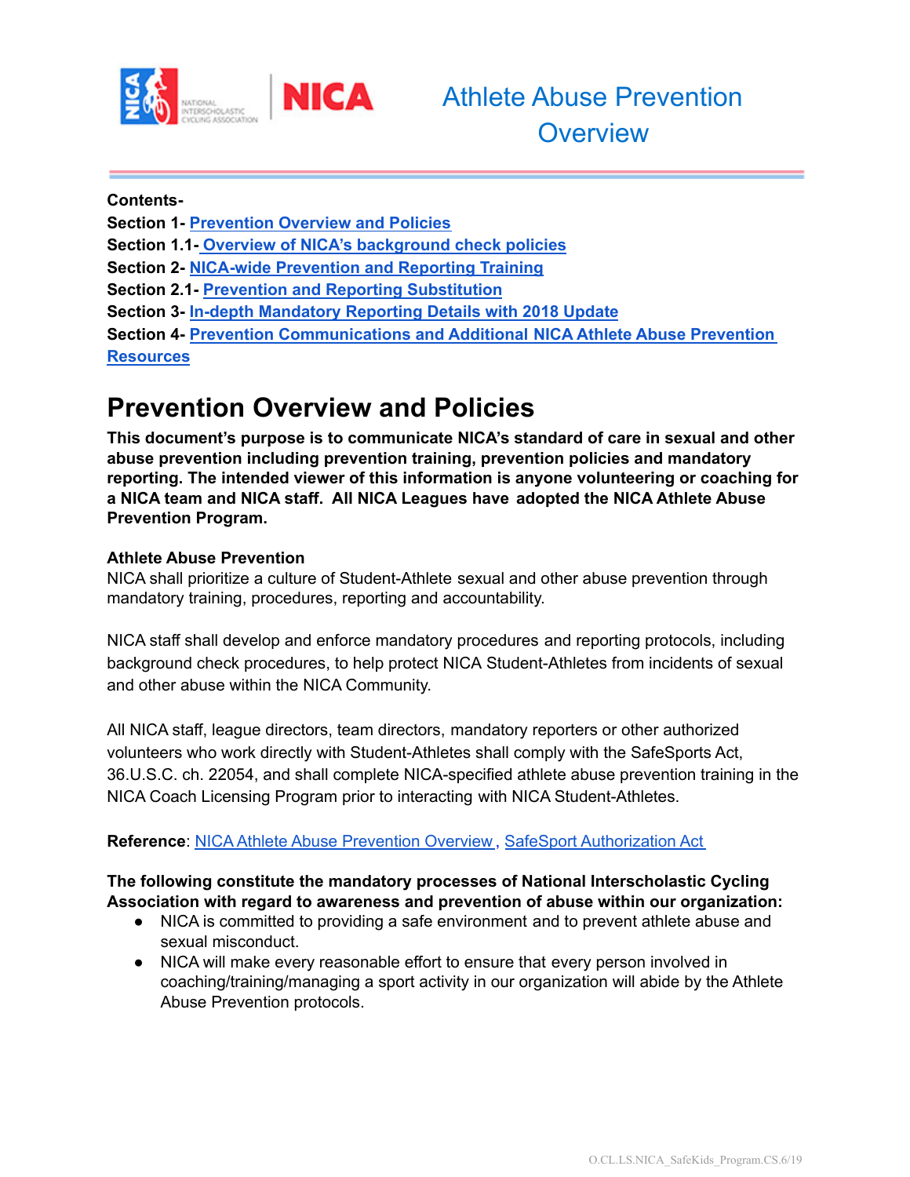# Athlete Abuse Prevention Overview

**Contents-**

**Section 1-** **Prevention Overview and Policies**
**Section 1.1-** **Overview of NICA's background check policies**
**Section 2-** **NICA-wide Prevention and Reporting Training**
**Section 2.1-** **Prevention and Reporting Substitution**
**Section 3-** **In-depth Mandatory Reporting Details with 2018 Update**
**Section 4-** **Prevention Communications and Additional NICA Athlete Abuse Prevention Resources**

# Prevention Overview and Policies

**This document's purpose is to communicate NICA's standard of care in sexual and other abuse prevention including prevention training, prevention policies and mandatory reporting. The intended viewer of this information is anyone volunteering or coaching for a NICA team and NICA staff. All NICA Leagues have adopted the NICA Athlete Abuse Prevention Program.**

**Athlete Abuse Prevention**

NICA shall prioritize a culture of Student-Athlete sexual and other abuse prevention through mandatory training, procedures, reporting and accountability.

NICA staff shall develop and enforce mandatory procedures and reporting protocols, including background check procedures, to help protect NICA Student-Athletes from incidents of sexual and other abuse within the NICA Community.

All NICA staff, league directors, team directors, mandatory reporters or other authorized volunteers who work directly with Student-Athletes shall comply with the SafeSports Act, 36.U.S.C. ch. 22054, and shall complete NICA-specified athlete abuse prevention training in the NICA Coach Licensing Program prior to interacting with NICA Student-Athletes.

**Reference**: NICA Athlete Abuse Prevention Overview, SafeSport Authorization Act

**The following constitute the mandatory processes of National Interscholastic Cycling Association with regard to awareness and prevention of abuse within our organization:**

- NICA is committed to providing a safe environment and to prevent athlete abuse and sexual misconduct.
- NICA will make every reasonable effort to ensure that every person involved in coaching/training/managing a sport activity in our organization will abide by the Athlete Abuse Prevention protocols.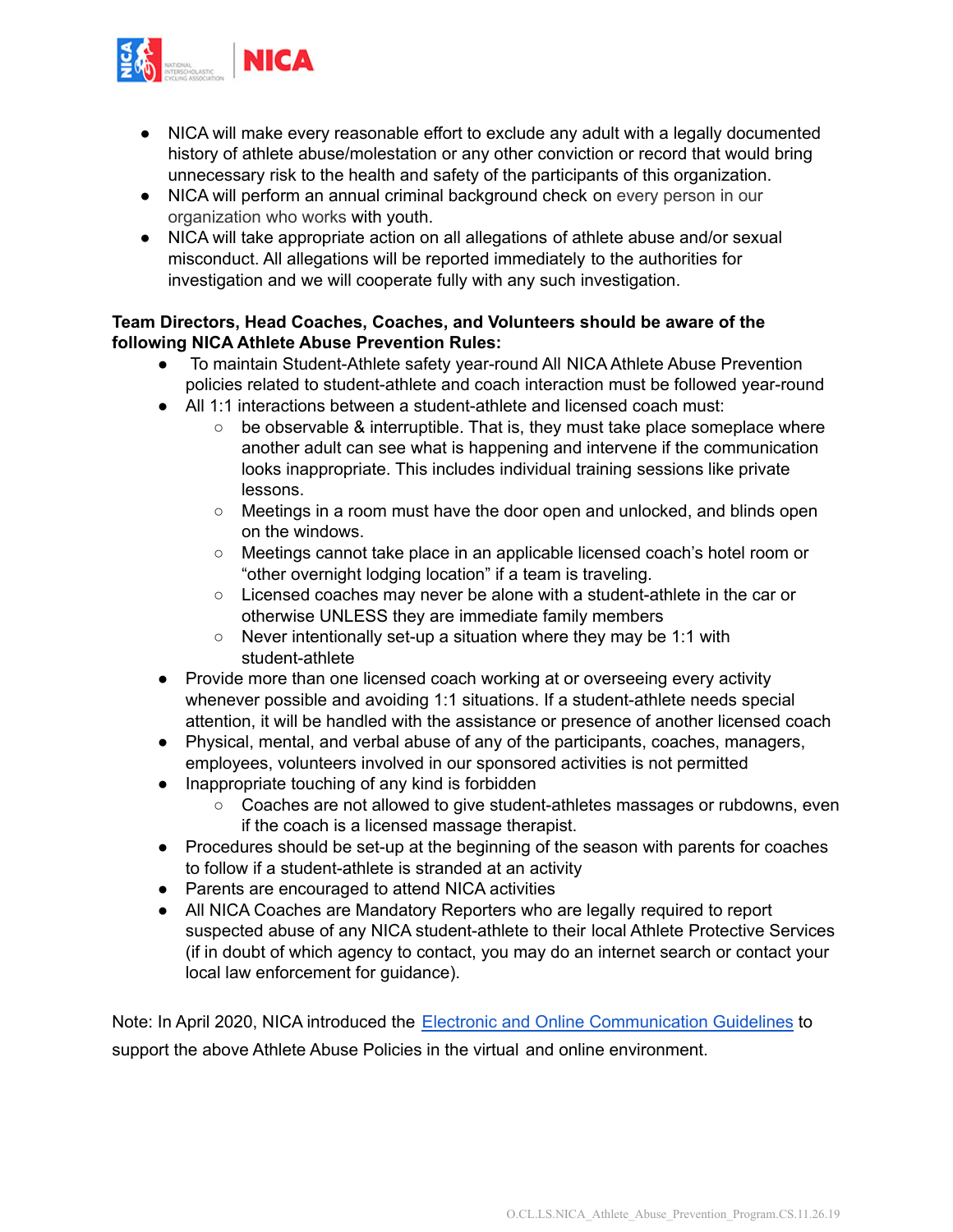- NICA will make every reasonable effort to exclude any adult with a legally documented history of athlete abuse/molestation or any other conviction or record that would bring unnecessary risk to the health and safety of the participants of this organization.
- NICA will perform an annual criminal background check on every person in our organization who works with youth.
- NICA will take appropriate action on all allegations of athlete abuse and/or sexual misconduct. All allegations will be reported immediately to the authorities for investigation and we will cooperate fully with any such investigation.

**Team Directors, Head Coaches, Coaches, and Volunteers should be aware of the following NICA Athlete Abuse Prevention Rules:**

- To maintain Student-Athlete safety year-round All NICA Athlete Abuse Prevention policies related to student-athlete and coach interaction must be followed year-round
- All 1:1 interactions between a student-athlete and licensed coach must:
    - be observable & interruptible. That is, they must take place someplace where another adult can see what is happening and intervene if the communication looks inappropriate. This includes individual training sessions like private lessons.
    - Meetings in a room must have the door open and unlocked, and blinds open on the windows.
    - Meetings cannot take place in an applicable licensed coach's hotel room or "other overnight lodging location" if a team is traveling.
    - Licensed coaches may never be alone with a student-athlete in the car or otherwise UNLESS they are immediate family members
    - Never intentionally set-up a situation where they may be 1:1 with student-athlete
- Provide more than one licensed coach working at or overseeing every activity whenever possible and avoiding 1:1 situations. If a student-athlete needs special attention, it will be handled with the assistance or presence of another licensed coach
- Physical, mental, and verbal abuse of any of the participants, coaches, managers, employees, volunteers involved in our sponsored activities is not permitted
- Inappropriate touching of any kind is forbidden
    - Coaches are not allowed to give student-athletes massages or rubdowns, even if the coach is a licensed massage therapist.
- Procedures should be set-up at the beginning of the season with parents for coaches to follow if a student-athlete is stranded at an activity
- Parents are encouraged to attend NICA activities
- All NICA Coaches are Mandatory Reporters who are legally required to report suspected abuse of any NICA student-athlete to their local Athlete Protective Services (if in doubt of which agency to contact, you may do an internet search or contact your local law enforcement for guidance).

Note: In April 2020, NICA introduced the Electronic and Online Communication Guidelines to support the above Athlete Abuse Policies in the virtual and online environment.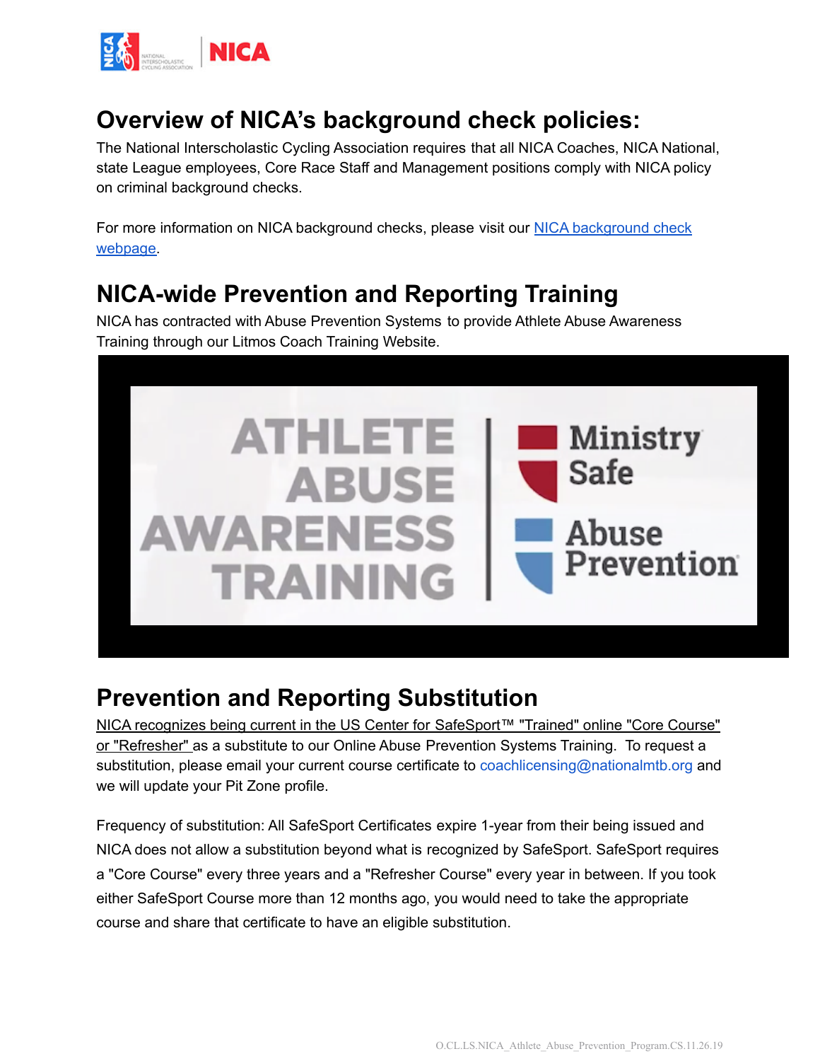## Overview of NICA's background check policies:

The National Interscholastic Cycling Association requires that all NICA Coaches, NICA National, state League employees, Core Race Staff and Management positions comply with NICA policy on criminal background checks.

For more information on NICA background checks, please visit our NICA background check webpage.

## NICA-wide Prevention and Reporting Training

NICA has contracted with Abuse Prevention Systems to provide Athlete Abuse Awareness Training through our Litmos Coach Training Website.

## Prevention and Reporting Substitution

NICA recognizes being current in the US Center for SafeSport™ "Trained" online "Core Course" or "Refresher" as a substitute to our Online Abuse Prevention Systems Training. To request a substitution, please email your current course certificate to coachlicensing@nationalmtb.org and we will update your Pit Zone profile.

Frequency of substitution: All SafeSport Certificates expire 1-year from their being issued and NICA does not allow a substitution beyond what is recognized by SafeSport. SafeSport requires a "Core Course" every three years and a "Refresher Course" every year in between. If you took either SafeSport Course more than 12 months ago, you would need to take the appropriate course and share that certificate to have an eligible substitution.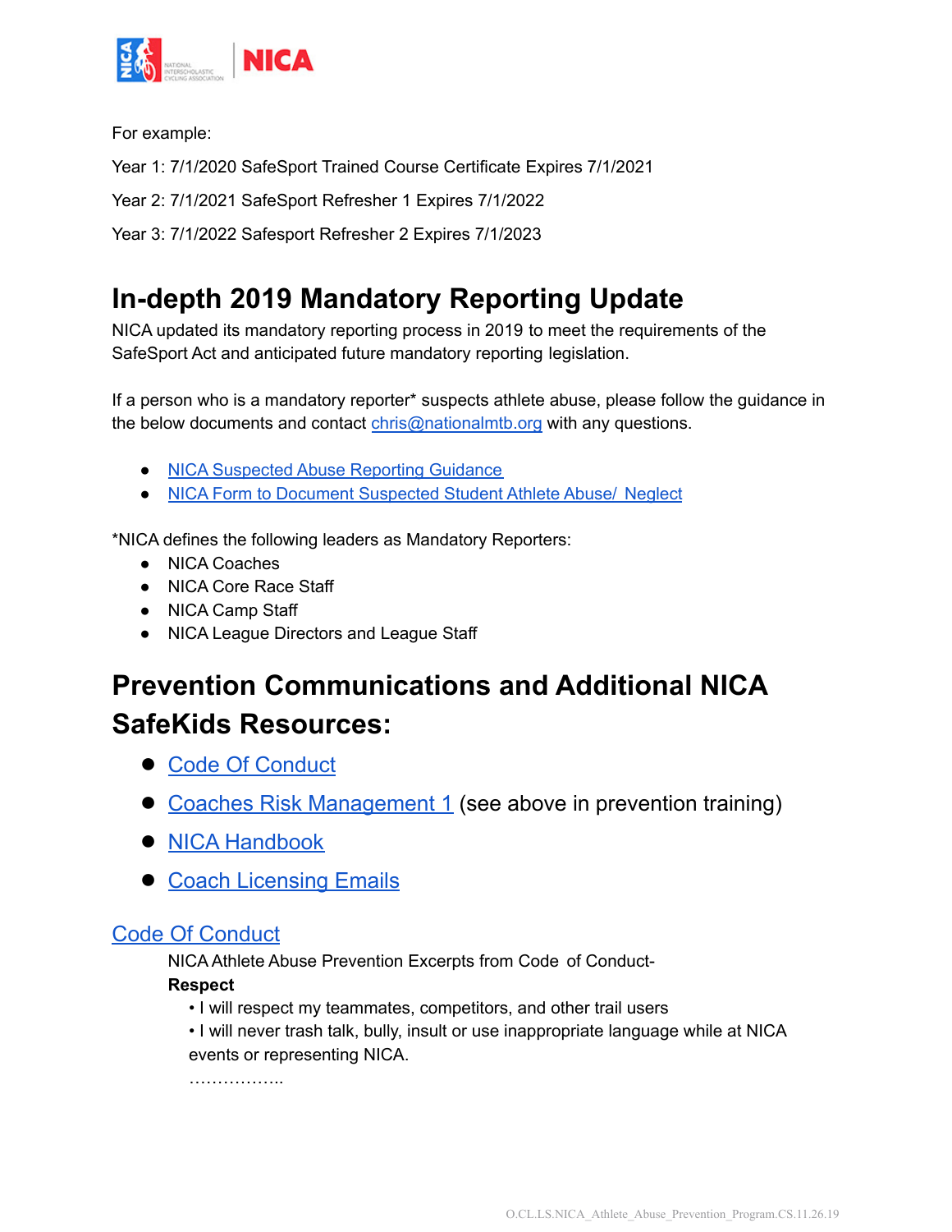For example:

Year 1: 7/1/2020 SafeSport Trained Course Certificate Expires 7/1/2021

Year 2: 7/1/2021 SafeSport Refresher 1 Expires 7/1/2022

Year 3: 7/1/2022 Safesport Refresher 2 Expires 7/1/2023

# In-depth 2019 Mandatory Reporting Update

NICA updated its mandatory reporting process in 2019 to meet the requirements of the SafeSport Act and anticipated future mandatory reporting legislation.

If a person who is a mandatory reporter* suspects athlete abuse, please follow the guidance in the below documents and contact chris@nationalmtb.org with any questions.

- NICA Suspected Abuse Reporting Guidance
- NICA Form to Document Suspected Student Athlete Abuse/ Neglect

*NICA defines the following leaders as Mandatory Reporters:

- NICA Coaches
- NICA Core Race Staff
- NICA Camp Staff
- NICA League Directors and League Staff

# Prevention Communications and Additional NICA SafeKids Resources:

- Code Of Conduct
- Coaches Risk Management 1 (see above in prevention training)
- NICA Handbook
- Coach Licensing Emails

## Code Of Conduct

NICA Athlete Abuse Prevention Excerpts from Code of Conduct-

**Respect**

• I will respect my teammates, competitors, and other trail users

• I will never trash talk, bully, insult or use inappropriate language while at NICA events or representing NICA.

……………..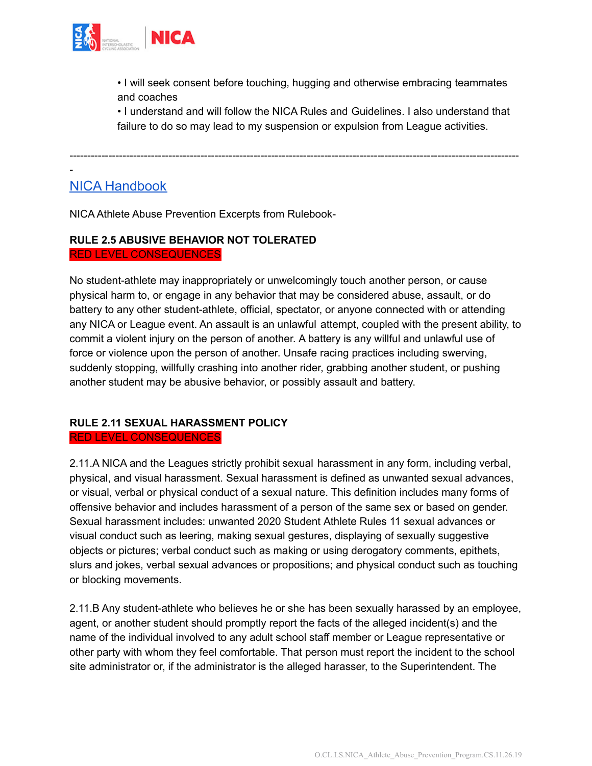- I will seek consent before touching, hugging and otherwise embracing teammates and coaches
- I understand and will follow the NICA Rules and Guidelines. I also understand that failure to do so may lead to my suspension or expulsion from League activities.

---

## NICA Handbook

NICA Athlete Abuse Prevention Excerpts from Rulebook-

**RULE 2.5 ABUSIVE BEHAVIOR NOT TOLERATED**
RED LEVEL CONSEQUENCES

No student-athlete may inappropriately or unwelcomingly touch another person, or cause physical harm to, or engage in any behavior that may be considered abuse, assault, or do battery to any other student-athlete, official, spectator, or anyone connected with or attending any NICA or League event. An assault is an unlawful attempt, coupled with the present ability, to commit a violent injury on the person of another. A battery is any willful and unlawful use of force or violence upon the person of another. Unsafe racing practices including swerving, suddenly stopping, willfully crashing into another rider, grabbing another student, or pushing another student may be abusive behavior, or possibly assault and battery.

**RULE 2.11 SEXUAL HARASSMENT POLICY**
RED LEVEL CONSEQUENCES

2.11.A NICA and the Leagues strictly prohibit sexual harassment in any form, including verbal, physical, and visual harassment. Sexual harassment is defined as unwanted sexual advances, or visual, verbal or physical conduct of a sexual nature. This definition includes many forms of offensive behavior and includes harassment of a person of the same sex or based on gender. Sexual harassment includes: unwanted 2020 Student Athlete Rules 11 sexual advances or visual conduct such as leering, making sexual gestures, displaying of sexually suggestive objects or pictures; verbal conduct such as making or using derogatory comments, epithets, slurs and jokes, verbal sexual advances or propositions; and physical conduct such as touching or blocking movements.

2.11.B Any student-athlete who believes he or she has been sexually harassed by an employee, agent, or another student should promptly report the facts of the alleged incident(s) and the name of the individual involved to any adult school staff member or League representative or other party with whom they feel comfortable. That person must report the incident to the school site administrator or, if the administrator is the alleged harasser, to the Superintendent. The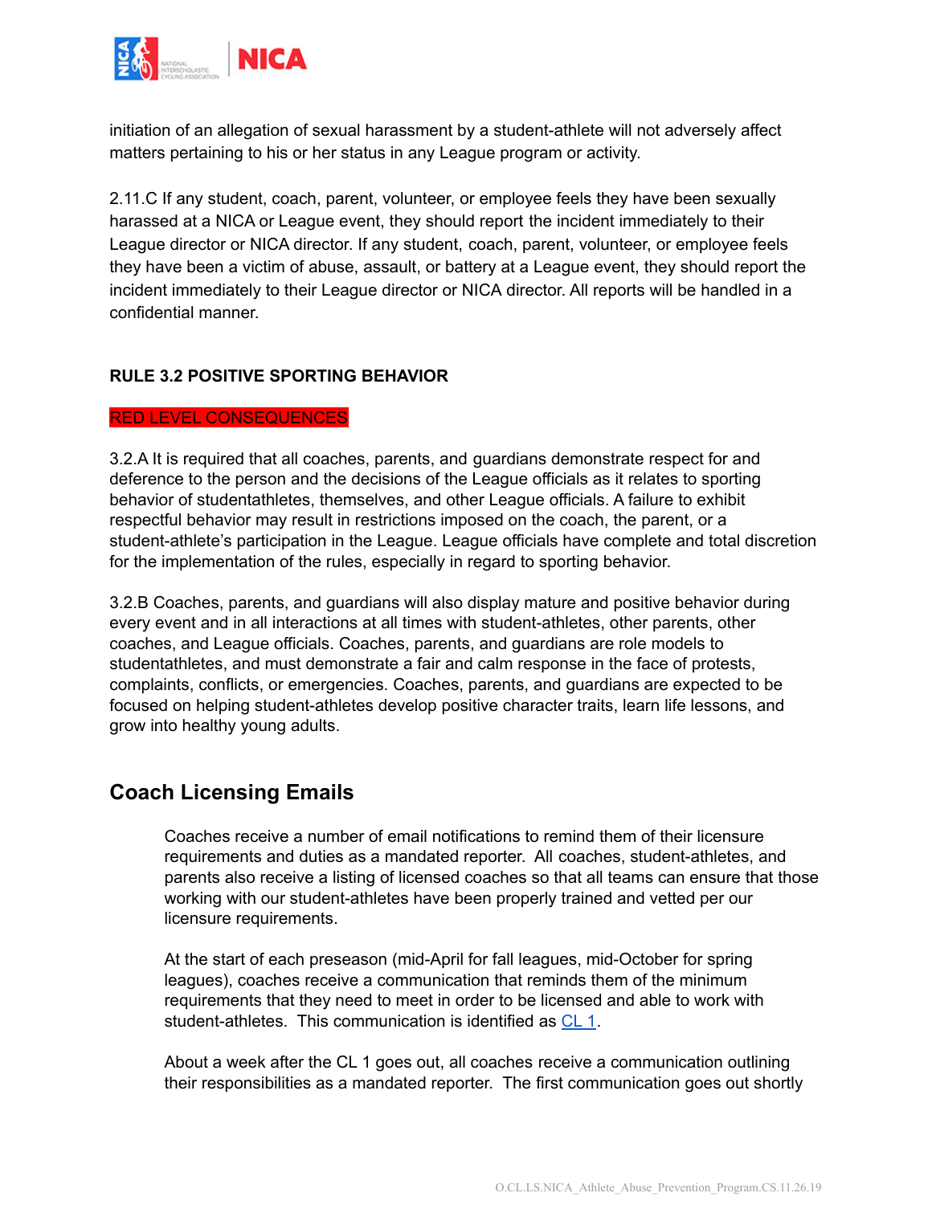initiation of an allegation of sexual harassment by a student-athlete will not adversely affect matters pertaining to his or her status in any League program or activity.

2.11.C If any student, coach, parent, volunteer, or employee feels they have been sexually harassed at a NICA or League event, they should report the incident immediately to their League director or NICA director. If any student, coach, parent, volunteer, or employee feels they have been a victim of abuse, assault, or battery at a League event, they should report the incident immediately to their League director or NICA director. All reports will be handled in a confidential manner.

**RULE 3.2 POSITIVE SPORTING BEHAVIOR**

RED LEVEL CONSEQUENCES

3.2.A It is required that all coaches, parents, and guardians demonstrate respect for and deference to the person and the decisions of the League officials as it relates to sporting behavior of studentathletes, themselves, and other League officials. A failure to exhibit respectful behavior may result in restrictions imposed on the coach, the parent, or a student-athlete's participation in the League. League officials have complete and total discretion for the implementation of the rules, especially in regard to sporting behavior.

3.2.B Coaches, parents, and guardians will also display mature and positive behavior during every event and in all interactions at all times with student-athletes, other parents, other coaches, and League officials. Coaches, parents, and guardians are role models to studentathletes, and must demonstrate a fair and calm response in the face of protests, complaints, conflicts, or emergencies. Coaches, parents, and guardians are expected to be focused on helping student-athletes develop positive character traits, learn life lessons, and grow into healthy young adults.

## Coach Licensing Emails

Coaches receive a number of email notifications to remind them of their licensure requirements and duties as a mandated reporter. All coaches, student-athletes, and parents also receive a listing of licensed coaches so that all teams can ensure that those working with our student-athletes have been properly trained and vetted per our licensure requirements.

At the start of each preseason (mid-April for fall leagues, mid-October for spring leagues), coaches receive a communication that reminds them of the minimum requirements that they need to meet in order to be licensed and able to work with student-athletes. This communication is identified as CL 1.

About a week after the CL 1 goes out, all coaches receive a communication outlining their responsibilities as a mandated reporter. The first communication goes out shortly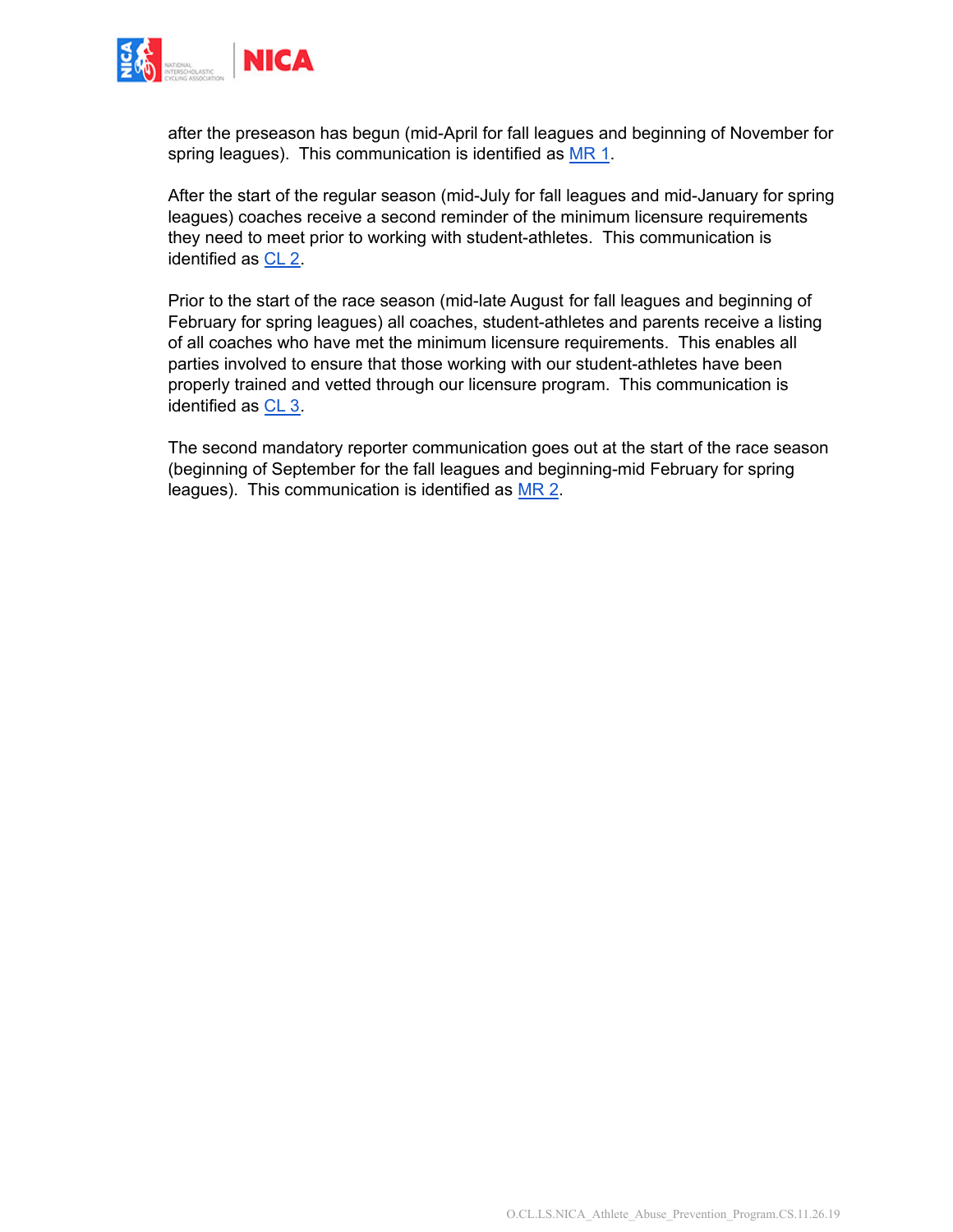after the preseason has begun (mid-April for fall leagues and beginning of November for spring leagues). This communication is identified as MR 1.

After the start of the regular season (mid-July for fall leagues and mid-January for spring leagues) coaches receive a second reminder of the minimum licensure requirements they need to meet prior to working with student-athletes. This communication is identified as CL 2.

Prior to the start of the race season (mid-late August for fall leagues and beginning of February for spring leagues) all coaches, student-athletes and parents receive a listing of all coaches who have met the minimum licensure requirements. This enables all parties involved to ensure that those working with our student-athletes have been properly trained and vetted through our licensure program. This communication is identified as CL 3.

The second mandatory reporter communication goes out at the start of the race season (beginning of September for the fall leagues and beginning-mid February for spring leagues). This communication is identified as MR 2.